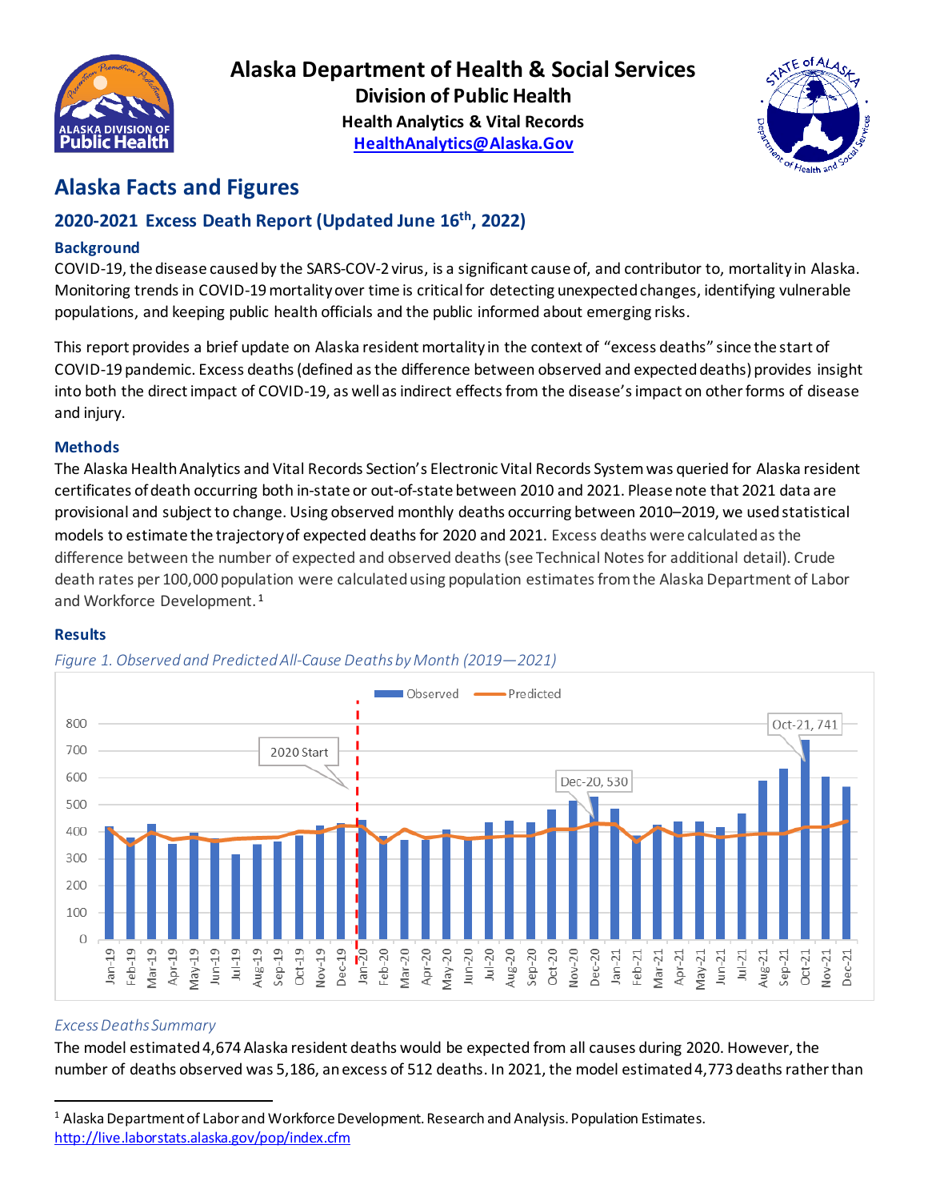# Alaska Department of Health & Social Services

**Division of Public Health**

**Health Analytics & Vital Records**

**HealthAnalytics@Alaska.Gov**

## Alaska Facts and Figures

### 2020-2021 Excess Death Report (Updated June 16th, 2022)

### Background

COVID-19, the disease caused by the SARS-COV-2 virus, is a significant cause of, and contributor to, mortality in Alaska. Monitoring trends in COVID-19 mortality over time is critical for detecting unexpected changes, identifying vulnerable populations, and keeping public health officials and the public informed about emerging risks.

This report provides a brief update on Alaska resident mortality in the context of "excess deaths" since the start of COVID-19 pandemic. Excess deaths (defined as the difference between observed and expected deaths) provides insight into both the direct impact of COVID-19, as well as indirect effects from the disease's impact on other forms of disease and injury.

### Methods

The Alaska Health Analytics and Vital Records Section's Electronic Vital Records System was queried for Alaska resident certificates of death occurring both in-state or out-of-state between 2010 and 2021. Please note that 2021 data are provisional and subject to change. Using observed monthly deaths occurring between 2010–2019, we used statistical models to estimate the trajectory of expected deaths for 2020 and 2021. Excess deaths were calculated as the difference between the number of expected and observed deaths (see Technical Notes for additional detail). Crude death rates per 100,000 population were calculated using population estimates from the Alaska Department of Labor and Workforce Development.[1]

### Results

*Figure 1. Observed and Predicted All-Cause Deaths by Month (2019—2021)*

*Excess Deaths Summary*

The model estimated 4,674 Alaska resident deaths would be expected from all causes during 2020. However, the number of deaths observed was 5,186, an excess of 512 deaths. In 2021, the model estimated 4,773 deaths rather than

---

[1] Alaska Department of Labor and Workforce Development. Research and Analysis. Population Estimates. http://live.laborstats.alaska.gov/pop/index.cfm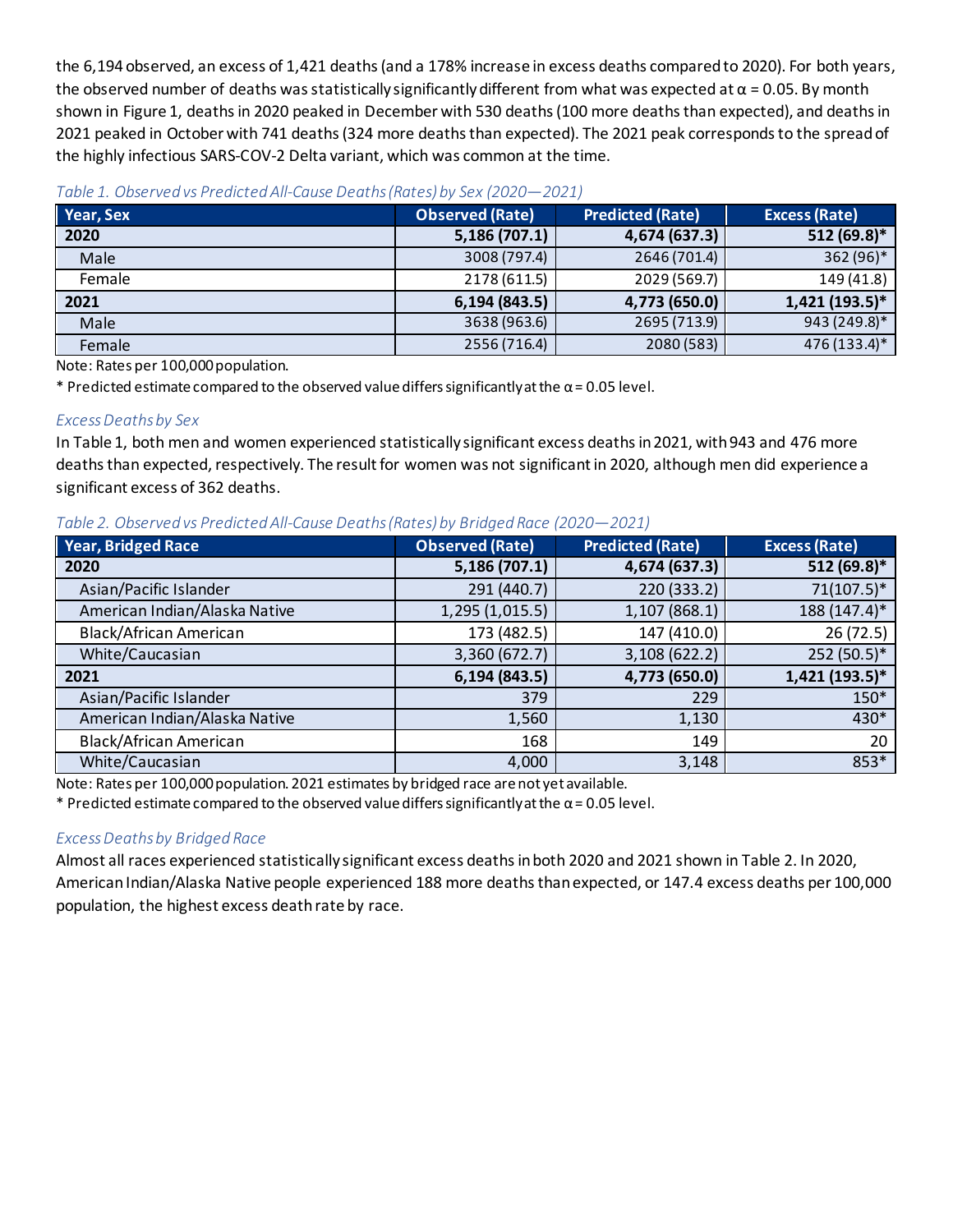the 6,194 observed, an excess of 1,421 deaths (and a 178% increase in excess deaths compared to 2020). For both years, the observed number of deaths was statistically significantly different from what was expected at $\alpha = 0.05$. By month shown in Figure 1, deaths in 2020 peaked in December with 530 deaths (100 more deaths than expected), and deaths in 2021 peaked in October with 741 deaths (324 more deaths than expected). The 2021 peak corresponds to the spread of the highly infectious SARS-COV-2 Delta variant, which was common at the time.

*Table 1. Observed vs Predicted All-Cause Deaths (Rates) by Sex (2020—2021)*

| Year, Sex | Observed (Rate) | Predicted (Rate) | Excess (Rate) |
|---|---|---|---|
| **2020** | **5,186 (707.1)** | **4,674 (637.3)** | **512 (69.8)*** |
| Male | 3008 (797.4) | 2646 (701.4) | 362 (96)* |
| Female | 2178 (611.5) | 2029 (569.7) | 149 (41.8) |
| **2021** | **6,194 (843.5)** | **4,773 (650.0)** | **1,421 (193.5)*** |
| Male | 3638 (963.6) | 2695 (713.9) | 943 (249.8)* |
| Female | 2556 (716.4) | 2080 (583) | 476 (133.4)* |

Note: Rates per 100,000 population.

* Predicted estimate compared to the observed value differs significantly at the $\alpha = 0.05$ level.

*Excess Deaths by Sex*

In Table 1, both men and women experienced statistically significant excess deaths in 2021, with 943 and 476 more deaths than expected, respectively. The result for women was not significant in 2020, although men did experience a significant excess of 362 deaths.

*Table 2. Observed vs Predicted All-Cause Deaths (Rates) by Bridged Race (2020—2021)*

| Year, Bridged Race | Observed (Rate) | Predicted (Rate) | Excess (Rate) |
|---|---|---|---|
| **2020** | **5,186 (707.1)** | **4,674 (637.3)** | **512 (69.8)*** |
| Asian/Pacific Islander | 291 (440.7) | 220 (333.2) | 71(107.5)* |
| American Indian/Alaska Native | 1,295 (1,015.5) | 1,107 (868.1) | 188 (147.4)* |
| Black/African American | 173 (482.5) | 147 (410.0) | 26 (72.5) |
| White/Caucasian | 3,360 (672.7) | 3,108 (622.2) | 252 (50.5)* |
| **2021** | **6,194 (843.5)** | **4,773 (650.0)** | **1,421 (193.5)*** |
| Asian/Pacific Islander | 379 | 229 | 150* |
| American Indian/Alaska Native | 1,560 | 1,130 | 430* |
| Black/African American | 168 | 149 | 20 |
| White/Caucasian | 4,000 | 3,148 | 853* |

Note: Rates per 100,000 population. 2021 estimates by bridged race are not yet available.

* Predicted estimate compared to the observed value differs significantly at the $\alpha = 0.05$ level.

*Excess Deaths by Bridged Race*

Almost all races experienced statistically significant excess deaths in both 2020 and 2021 shown in Table 2. In 2020, American Indian/Alaska Native people experienced 188 more deaths than expected, or 147.4 excess deaths per 100,000 population, the highest excess death rate by race.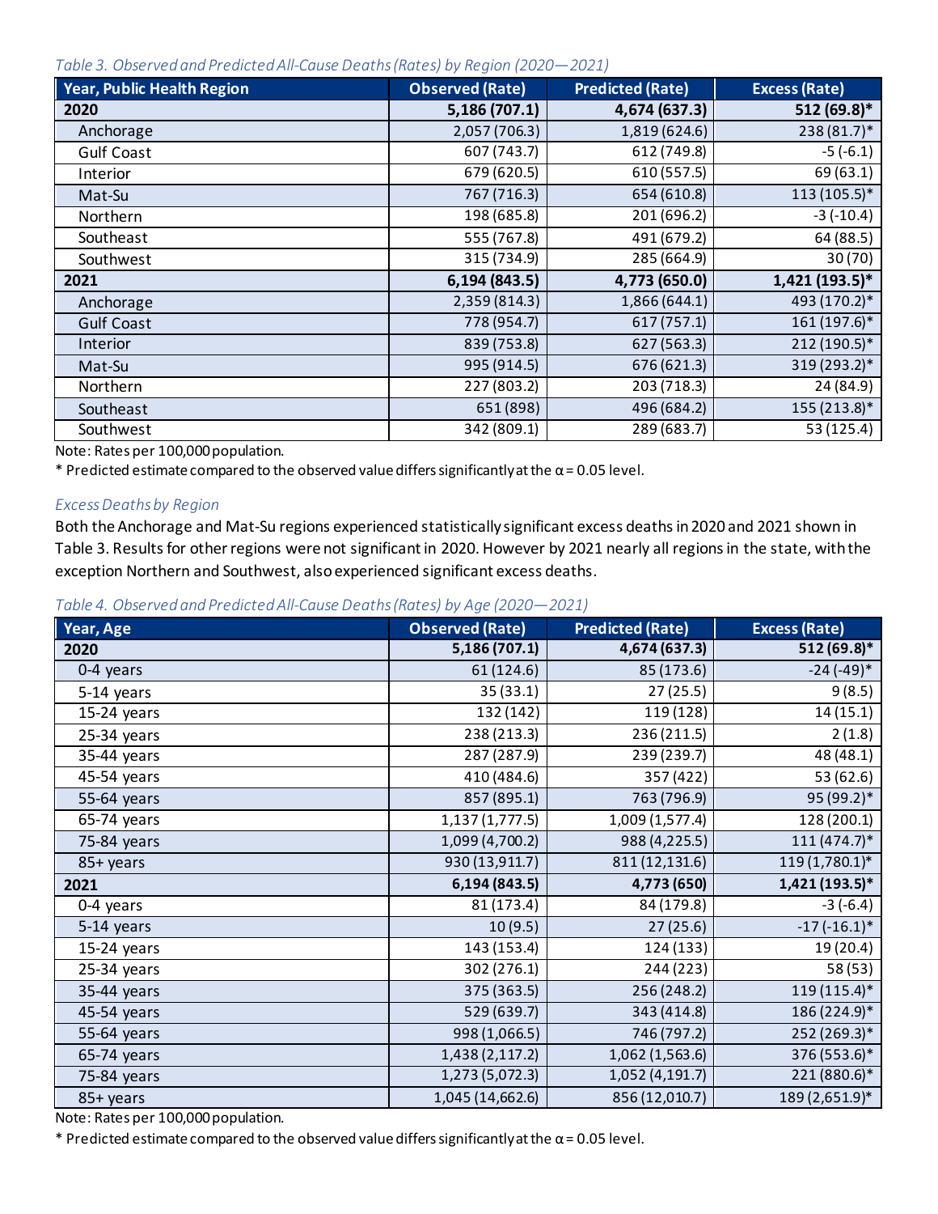*Table 3. Observed and Predicted All-Cause Deaths (Rates) by Region (2020—2021)*

| Year, Public Health Region | Observed (Rate) | Predicted (Rate) | Excess (Rate) |
|---|---|---|---|
| **2020** | **5,186 (707.1)** | **4,674 (637.3)** | **512 (69.8)*** |
| Anchorage | 2,057 (706.3) | 1,819 (624.6) | 238 (81.7)* |
| Gulf Coast | 607 (743.7) | 612 (749.8) | -5 (-6.1) |
| Interior | 679 (620.5) | 610 (557.5) | 69 (63.1) |
| Mat-Su | 767 (716.3) | 654 (610.8) | 113 (105.5)* |
| Northern | 198 (685.8) | 201 (696.2) | -3 (-10.4) |
| Southeast | 555 (767.8) | 491 (679.2) | 64 (88.5) |
| Southwest | 315 (734.9) | 285 (664.9) | 30 (70) |
| **2021** | **6,194 (843.5)** | **4,773 (650.0)** | **1,421 (193.5)*** |
| Anchorage | 2,359 (814.3) | 1,866 (644.1) | 493 (170.2)* |
| Gulf Coast | 778 (954.7) | 617 (757.1) | 161 (197.6)* |
| Interior | 839 (753.8) | 627 (563.3) | 212 (190.5)* |
| Mat-Su | 995 (914.5) | 676 (621.3) | 319 (293.2)* |
| Northern | 227 (803.2) | 203 (718.3) | 24 (84.9) |
| Southeast | 651 (898) | 496 (684.2) | 155 (213.8)* |
| Southwest | 342 (809.1) | 289 (683.7) | 53 (125.4) |

Note: Rates per 100,000 population.

* Predicted estimate compared to the observed value differs significantly at the $\alpha = 0.05$ level.

*Excess Deaths by Region*

Both the Anchorage and Mat-Su regions experienced statistically significant excess deaths in 2020 and 2021 shown in Table 3. Results for other regions were not significant in 2020. However by 2021 nearly all regions in the state, with the exception Northern and Southwest, also experienced significant excess deaths.

*Table 4. Observed and Predicted All-Cause Deaths (Rates) by Age (2020—2021)*

| Year, Age | Observed (Rate) | Predicted (Rate) | Excess (Rate) |
|---|---|---|---|
| **2020** | **5,186 (707.1)** | **4,674 (637.3)** | **512 (69.8)*** |
| 0-4 years | 61 (124.6) | 85 (173.6) | -24 (-49)* |
| 5-14 years | 35 (33.1) | 27 (25.5) | 9 (8.5) |
| 15-24 years | 132 (142) | 119 (128) | 14 (15.1) |
| 25-34 years | 238 (213.3) | 236 (211.5) | 2 (1.8) |
| 35-44 years | 287 (287.9) | 239 (239.7) | 48 (48.1) |
| 45-54 years | 410 (484.6) | 357 (422) | 53 (62.6) |
| 55-64 years | 857 (895.1) | 763 (796.9) | 95 (99.2)* |
| 65-74 years | 1,137 (1,777.5) | 1,009 (1,577.4) | 128 (200.1) |
| 75-84 years | 1,099 (4,700.2) | 988 (4,225.5) | 111 (474.7)* |
| 85+ years | 930 (13,911.7) | 811 (12,131.6) | 119 (1,780.1)* |
| **2021** | **6,194 (843.5)** | **4,773 (650)** | **1,421 (193.5)*** |
| 0-4 years | 81 (173.4) | 84 (179.8) | -3 (-6.4) |
| 5-14 years | 10 (9.5) | 27 (25.6) | -17 (-16.1)* |
| 15-24 years | 143 (153.4) | 124 (133) | 19 (20.4) |
| 25-34 years | 302 (276.1) | 244 (223) | 58 (53) |
| 35-44 years | 375 (363.5) | 256 (248.2) | 119 (115.4)* |
| 45-54 years | 529 (639.7) | 343 (414.8) | 186 (224.9)* |
| 55-64 years | 998 (1,066.5) | 746 (797.2) | 252 (269.3)* |
| 65-74 years | 1,438 (2,117.2) | 1,062 (1,563.6) | 376 (553.6)* |
| 75-84 years | 1,273 (5,072.3) | 1,052 (4,191.7) | 221 (880.6)* |
| 85+ years | 1,045 (14,662.6) | 856 (12,010.7) | 189 (2,651.9)* |

Note: Rates per 100,000 population.

* Predicted estimate compared to the observed value differs significantly at the $\alpha = 0.05$ level.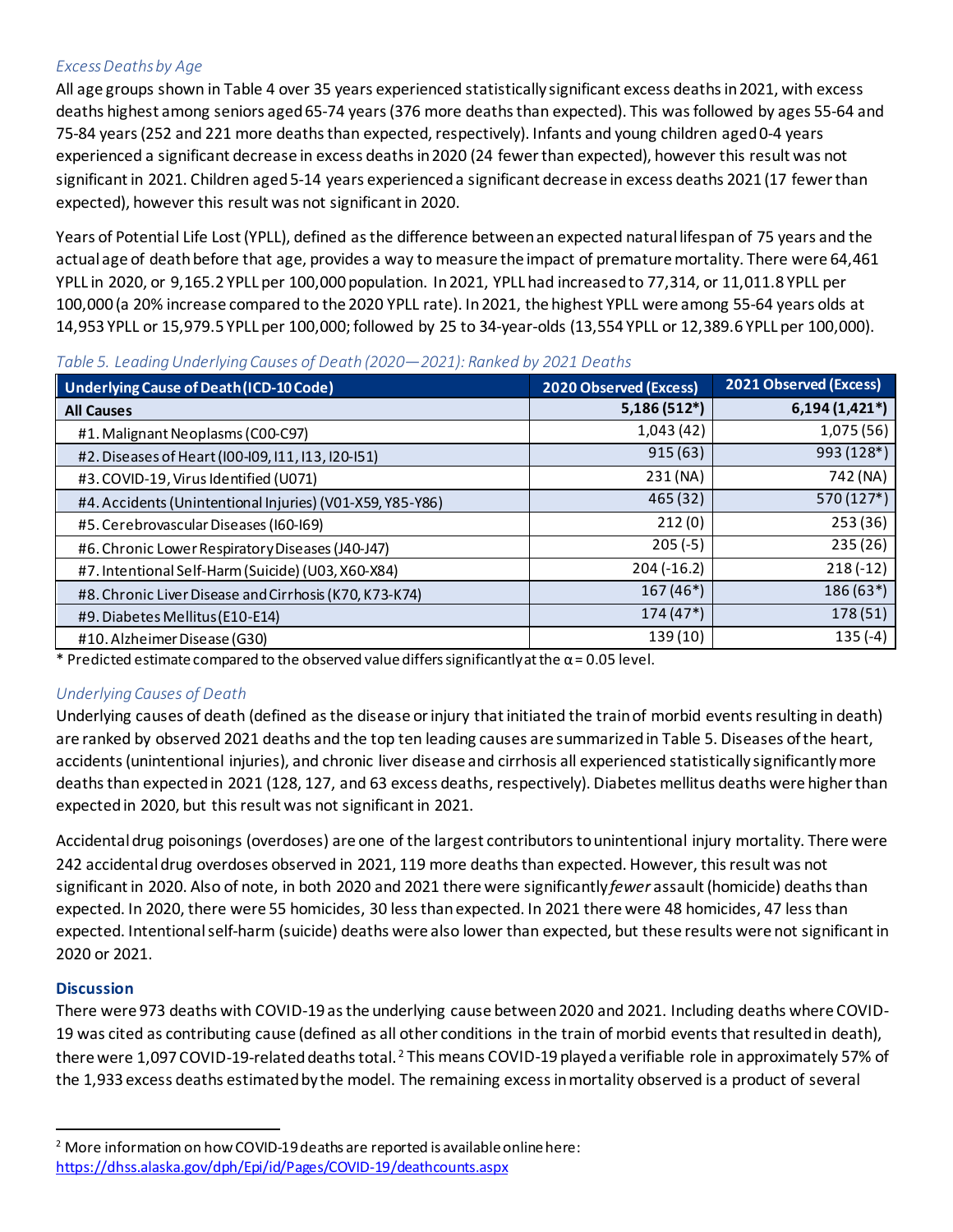### *Excess Deaths by Age*

All age groups shown in Table 4 over 35 years experienced statistically significant excess deaths in 2021, with excess deaths highest among seniors aged 65-74 years (376 more deaths than expected). This was followed by ages 55-64 and 75-84 years (252 and 221 more deaths than expected, respectively). Infants and young children aged 0-4 years experienced a significant decrease in excess deaths in 2020 (24 fewer than expected), however this result was not significant in 2021. Children aged 5-14 years experienced a significant decrease in excess deaths 2021 (17 fewer than expected), however this result was not significant in 2020.

Years of Potential Life Lost (YPLL), defined as the difference between an expected natural lifespan of 75 years and the actual age of death before that age, provides a way to measure the impact of premature mortality. There were 64,461 YPLL in 2020, or 9,165.2 YPLL per 100,000 population. In 2021, YPLL had increased to 77,314, or 11,011.8 YPLL per 100,000 (a 20% increase compared to the 2020 YPLL rate). In 2021, the highest YPLL were among 55-64 years olds at 14,953 YPLL or 15,979.5 YPLL per 100,000; followed by 25 to 34-year-olds (13,554 YPLL or 12,389.6 YPLL per 100,000).

*Table 5. Leading Underlying Causes of Death (2020—2021): Ranked by 2021 Deaths*

| Underlying Cause of Death (ICD-10 Code) | 2020 Observed (Excess) | 2021 Observed (Excess) |
|---|---|---|
| **All Causes** | **5,186 (512*)** | **6,194 (1,421*)** |
| #1. Malignant Neoplasms (C00-C97) | 1,043 (42) | 1,075 (56) |
| #2. Diseases of Heart (I00-I09, I11, I13, I20-I51) | 915 (63) | 993 (128*) |
| #3. COVID-19, Virus Identified (U071) | 231 (NA) | 742 (NA) |
| #4. Accidents (Unintentional Injuries) (V01-X59, Y85-Y86) | 465 (32) | 570 (127*) |
| #5. Cerebrovascular Diseases (I60-I69) | 212 (0) | 253 (36) |
| #6. Chronic Lower Respiratory Diseases (J40-J47) | 205 (-5) | 235 (26) |
| #7. Intentional Self-Harm (Suicide) (U03, X60-X84) | 204 (-16.2) | 218 (-12) |
| #8. Chronic Liver Disease and Cirrhosis (K70, K73-K74) | 167 (46*) | 186 (63*) |
| #9. Diabetes Mellitus (E10-E14) | 174 (47*) | 178 (51) |
| #10. Alzheimer Disease (G30) | 139 (10) | 135 (-4) |

\* Predicted estimate compared to the observed value differs significantly at the $\alpha = 0.05$ level.

### *Underlying Causes of Death*

Underlying causes of death (defined as the disease or injury that initiated the train of morbid events resulting in death) are ranked by observed 2021 deaths and the top ten leading causes are summarized in Table 5. Diseases of the heart, accidents (unintentional injuries), and chronic liver disease and cirrhosis all experienced statistically significantly more deaths than expected in 2021 (128, 127, and 63 excess deaths, respectively). Diabetes mellitus deaths were higher than expected in 2020, but this result was not significant in 2021.

Accidental drug poisonings (overdoses) are one of the largest contributors to unintentional injury mortality. There were 242 accidental drug overdoses observed in 2021, 119 more deaths than expected. However, this result was not significant in 2020. Also of note, in both 2020 and 2021 there were significantly *fewer* assault (homicide) deaths than expected. In 2020, there were 55 homicides, 30 less than expected. In 2021 there were 48 homicides, 47 less than expected. Intentional self-harm (suicide) deaths were also lower than expected, but these results were not significant in 2020 or 2021.

## Discussion

There were 973 deaths with COVID-19 as the underlying cause between 2020 and 2021. Including deaths where COVID-19 was cited as contributing cause (defined as all other conditions in the train of morbid events that resulted in death), there were 1,097 COVID-19-related deaths total.[2] This means COVID-19 played a verifiable role in approximately 57% of the 1,933 excess deaths estimated by the model. The remaining excess in mortality observed is a product of several

[2] More information on how COVID-19 deaths are reported is available online here: https://dhss.alaska.gov/dph/Epi/id/Pages/COVID-19/deathcounts.aspx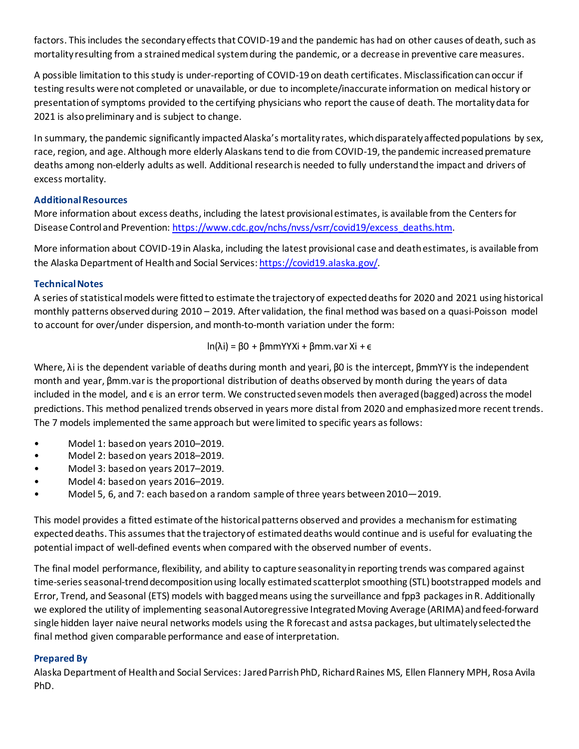factors. This includes the secondary effects that COVID-19 and the pandemic has had on other causes of death, such as mortality resulting from a strained medical system during the pandemic, or a decrease in preventive care measures.

A possible limitation to this study is under-reporting of COVID-19 on death certificates. Misclassification can occur if testing results were not completed or unavailable, or due to incomplete/inaccurate information on medical history or presentation of symptoms provided to the certifying physicians who report the cause of death. The mortality data for 2021 is also preliminary and is subject to change.

In summary, the pandemic significantly impacted Alaska's mortality rates, which disparately affected populations by sex, race, region, and age. Although more elderly Alaskans tend to die from COVID-19, the pandemic increased premature deaths among non-elderly adults as well. Additional research is needed to fully understand the impact and drivers of excess mortality.

### Additional Resources

More information about excess deaths, including the latest provisional estimates, is available from the Centers for Disease Control and Prevention: https://www.cdc.gov/nchs/nvss/vsrr/covid19/excess_deaths.htm.

More information about COVID-19 in Alaska, including the latest provisional case and death estimates, is available from the Alaska Department of Health and Social Services: https://covid19.alaska.gov/.

### Technical Notes

A series of statistical models were fitted to estimate the trajectory of expected deaths for 2020 and 2021 using historical monthly patterns observed during 2010 – 2019. After validation, the final method was based on a quasi-Poisson model to account for over/under dispersion, and month-to-month variation under the form:

$$\ln(\lambda i) = \beta 0 + \beta mmYYXi + \beta mm.var\, Xi + \epsilon$$

Where, $\lambda i$ is the dependent variable of deaths during month and yeari, $\beta 0$ is the intercept, $\beta mmYY$ is the independent month and year, $\beta mm.var$ is the proportional distribution of deaths observed by month during the years of data included in the model, and $\epsilon$ is an error term. We constructed seven models then averaged (bagged) across the model predictions. This method penalized trends observed in years more distal from 2020 and emphasized more recent trends. The 7 models implemented the same approach but were limited to specific years as follows:

- Model 1: based on years 2010–2019.
- Model 2: based on years 2018–2019.
- Model 3: based on years 2017–2019.
- Model 4: based on years 2016–2019.
- Model 5, 6, and 7: each based on a random sample of three years between 2010—2019.

This model provides a fitted estimate of the historical patterns observed and provides a mechanism for estimating expected deaths. This assumes that the trajectory of estimated deaths would continue and is useful for evaluating the potential impact of well-defined events when compared with the observed number of events.

The final model performance, flexibility, and ability to capture seasonality in reporting trends was compared against time-series seasonal-trend decomposition using locally estimated scatterplot smoothing (STL) bootstrapped models and Error, Trend, and Seasonal (ETS) models with bagged means using the surveillance and fpp3 packages in R. Additionally we explored the utility of implementing seasonal Autoregressive Integrated Moving Average (ARIMA) and feed-forward single hidden layer naive neural networks models using the R forecast and astsa packages, but ultimately selected the final method given comparable performance and ease of interpretation.

### Prepared By

Alaska Department of Health and Social Services: Jared Parrish PhD, Richard Raines MS, Ellen Flannery MPH, Rosa Avila PhD.